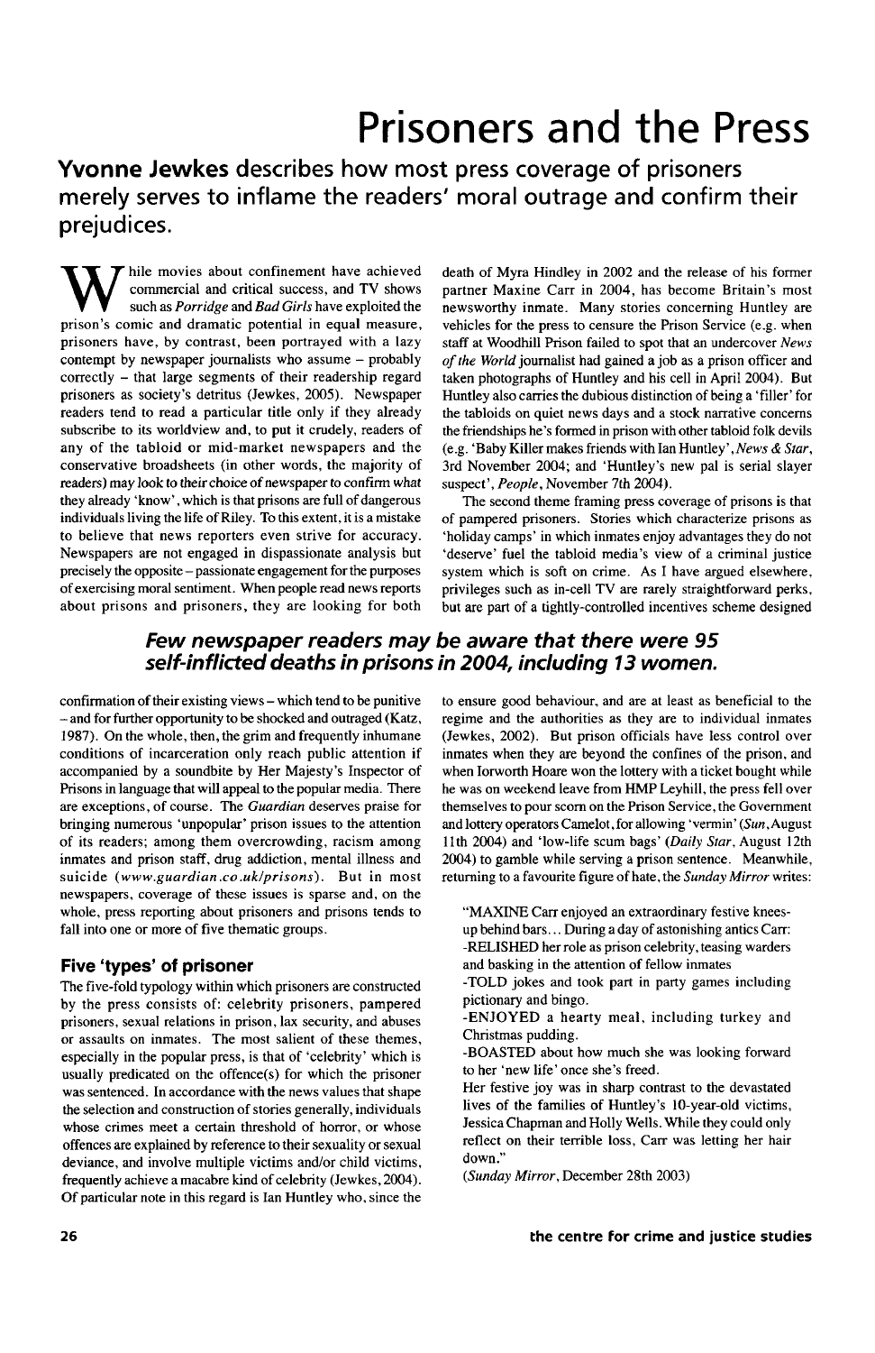# Prisoners and the Press

**Yvonne Jewkes describes how most press coverage of prisoners merely serves to inflame the readers' moral outrage and confirm their prejudices.**

While movies about confinement have achieved commercial and critical success, and TV shows such as *Porridge* and *Bad Girls* have exploited the prison's comic and dramatic potential in equal measure, prisoners have, by contrast, been portrayed with a lazy contempt by newspaper journalists who assume – probably correctly – that large segments of their readership regard prisoners as society's detritus (Jewkes, 2005). Newspaper readers tend to read a particular title only if they already subscribe to its worldview and, to put it crudely, readers of any of the tabloid or mid-market newspapers and the conservative broadsheets (in other words, the majority of readers) may look to their choice of newspaper to confirm what they already 'know', which is that prisons are full of dangerous individuals living the life of Riley. To this extent, it is a mistake to believe that news reporters even strive for accuracy. Newspapers are not engaged in dispassionate analysis but precisely the opposite – passionate engagement for the purposes of exercising moral sentiment. When people read news reports about prisons and prisoners, they are looking for both confirmation of their existing views – which tend to be punitive – and for further opportunity to be shocked and outraged (Katz, 1987). On the whole, then, the grim and frequently inhumane conditions of incarceration only reach public attention if accompanied by a soundbite by Her Majesty's Inspector of Prisons in language that will appeal to the popular media. There are exceptions, of course. The *Guardian* deserves praise for bringing numerous 'unpopular' prison issues to the attention of its readers; among them overcrowding, racism among inmates and prison staff, drug addiction, mental illness and suicide (*www.guardian.co.uk/prisons*). But in most newspapers, coverage of these issues is sparse and, on the whole, press reporting about prisoners and prisons tends to fall into one or more of five thematic groups.

## Five 'types' of prisoner

The five-fold typology within which prisoners are constructed by the press consists of: celebrity prisoners, pampered prisoners, sexual relations in prison, lax security, and abuses or assaults on inmates. The most salient of these themes, especially in the popular press, is that of 'celebrity' which is usually predicated on the offence(s) for which the prisoner was sentenced. In accordance with the news values that shape the selection and construction of stories generally, individuals whose crimes meet a certain threshold of horror, or whose offences are explained by reference to their sexuality or sexual deviance, and involve multiple victims and/or child victims, frequently achieve a macabre kind of celebrity (Jewkes, 2004). Of particular note in this regard is Ian Huntley who, since the death of Myra Hindley in 2002 and the release of his former partner Maxine Carr in 2004, has become Britain's most newsworthy inmate. Many stories concerning Huntley are vehicles for the press to censure the Prison Service (e.g. when staff at Woodhill Prison failed to spot that an undercover *News of the World* journalist had gained a job as a prison officer and taken photographs of Huntley and his cell in April 2004). But Huntley also carries the dubious distinction of being a 'filler' for the tabloids on quiet news days and a stock narrative concerns the friendships he's formed in prison with other tabloid folk devils (e.g. 'Baby Killer makes friends with Ian Huntley', *News & Star*, 3rd November 2004; and 'Huntley's new pal is serial slayer suspect', *People*, November 7th 2004).

The second theme framing press coverage of prisons is that of pampered prisoners. Stories which characterize prisons as 'holiday camps' in which inmates enjoy advantages they do not 'deserve' fuel the tabloid media's view of a criminal justice system which is soft on crime. As I have argued elsewhere, privileges such as in-cell TV are rarely straightforward perks, but are part of a tightly-controlled incentives scheme designed to ensure good behaviour, and are at least as beneficial to the regime and the authorities as they are to individual inmates (Jewkes, 2002). But prison officials have less control over inmates when they are beyond the confines of the prison, and when Iorworth Hoare won the lottery with a ticket bought while he was on weekend leave from HMP Leyhill, the press fell over themselves to pour scorn on the Prison Service, the Government and lottery operators Camelot, for allowing 'vermin' (*Sun*, August 11th 2004) and 'low-life scum bags' (*Daily Star*, August 12th 2004) to gamble while serving a prison sentence. Meanwhile, returning to a favourite figure of hate, the *Sunday Mirror* writes:

> "MAXINE Carr enjoyed an extraordinary festive knees-up behind bars... During a day of astonishing antics Carr:
> -RELISHED her role as prison celebrity, teasing warders and basking in the attention of fellow inmates
> -TOLD jokes and took part in party games including pictionary and bingo.
> -ENJOYED a hearty meal, including turkey and Christmas pudding.
> -BOASTED about how much she was looking forward to her 'new life' once she's freed.
> Her festive joy was in sharp contrast to the devastated lives of the families of Huntley's 10-year-old victims, Jessica Chapman and Holly Wells. While they could only reflect on their terrible loss, Carr was letting her hair down."
> (*Sunday Mirror*, December 28th 2003)

***Few newspaper readers may be aware that there were 95 self-inflicted deaths in prisons in 2004, including 13 women.***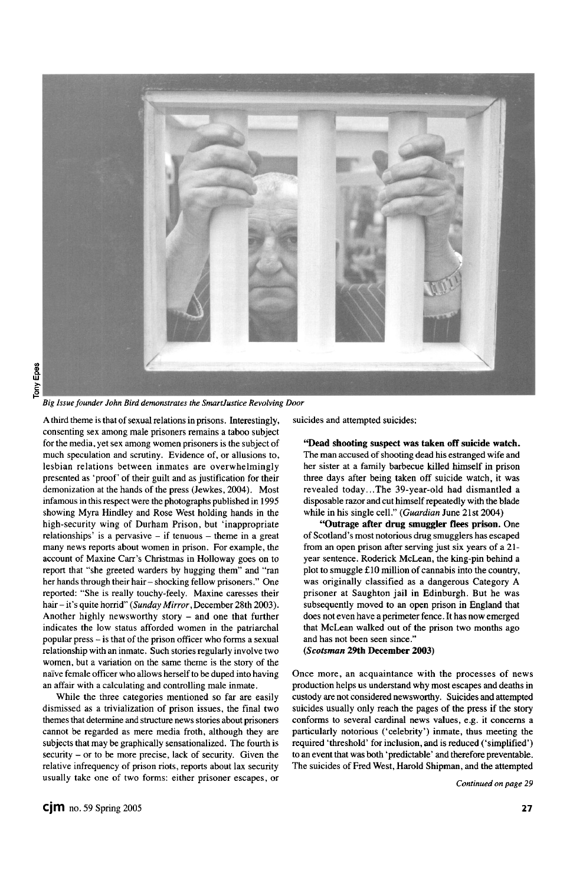Tony Epes

*Big Issue founder John Bird demonstrates the SmartJustice Revolving Door*

A third theme is that of sexual relations in prisons. Interestingly, consenting sex among male prisoners remains a taboo subject for the media, yet sex among women prisoners is the subject of much speculation and scrutiny. Evidence of, or allusions to, lesbian relations between inmates are overwhelmingly presented as 'proof' of their guilt and as justification for their demonization at the hands of the press (Jewkes, 2004). Most infamous in this respect were the photographs published in 1995 showing Myra Hindley and Rose West holding hands in the high-security wing of Durham Prison, but 'inappropriate relationships' is a pervasive – if tenuous – theme in a great many news reports about women in prison. For example, the account of Maxine Carr's Christmas in Holloway goes on to report that "she greeted warders by hugging them" and "ran her hands through their hair – shocking fellow prisoners." One reported: "She is really touchy-feely. Maxine caresses their hair – it's quite horrid" (*Sunday Mirror*, December 28th 2003). Another highly newsworthy story – and one that further indicates the low status afforded women in the patriarchal popular press – is that of the prison officer who forms a sexual relationship with an inmate. Such stories regularly involve two women, but a variation on the same theme is the story of the naïve female officer who allows herself to be duped into having an affair with a calculating and controlling male inmate.

While the three categories mentioned so far are easily dismissed as a trivialization of prison issues, the final two themes that determine and structure news stories about prisoners cannot be regarded as mere media froth, although they are subjects that may be graphically sensationalized. The fourth is security – or to be more precise, lack of security. Given the relative infrequency of prison riots, reports about lax security usually take one of two forms: either prisoner escapes, or suicides and attempted suicides:

> **"Dead shooting suspect was taken off suicide watch.** The man accused of shooting dead his estranged wife and her sister at a family barbecue killed himself in prison three days after being taken off suicide watch, it was revealed today...The 39-year-old had dismantled a disposable razor and cut himself repeatedly with the blade while in his single cell." (*Guardian* June 21st 2004)
>
> **"Outrage after drug smuggler flees prison.** One of Scotland's most notorious drug smugglers has escaped from an open prison after serving just six years of a 21-year sentence. Roderick McLean, the king-pin behind a plot to smuggle £10 million of cannabis into the country, was originally classified as a dangerous Category A prisoner at Saughton jail in Edinburgh. But he was subsequently moved to an open prison in England that does not even have a perimeter fence. It has now emerged that McLean walked out of the prison two months ago and has not been seen since."
> **(*Scotsman* 29th December 2003)**

Once more, an acquaintance with the processes of news production helps us understand why most escapes and deaths in custody are not considered newsworthy. Suicides and attempted suicides usually only reach the pages of the press if the story conforms to several cardinal news values, e.g. it concerns a particularly notorious ('celebrity') inmate, thus meeting the required 'threshold' for inclusion, and is reduced ('simplified') to an event that was both 'predictable' and therefore preventable. The suicides of Fred West, Harold Shipman, and the attempted

*Continued on page 29*